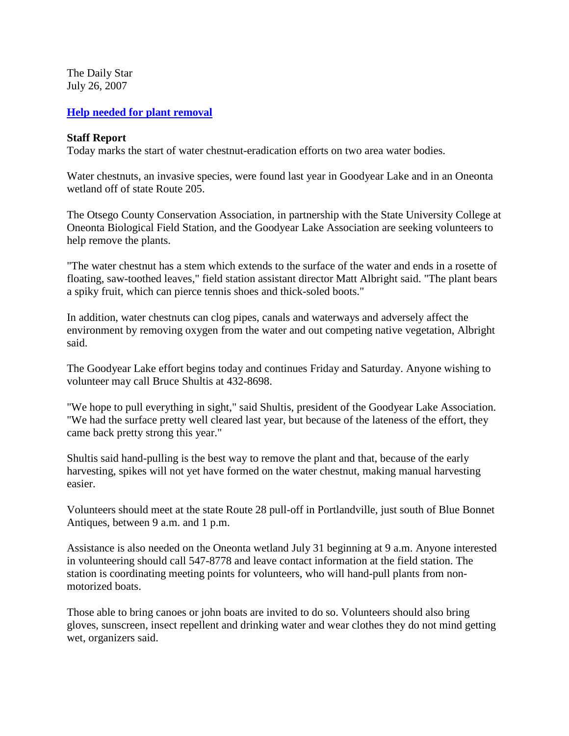The Daily Star
July 26, 2007

## **Help needed for plant removal**

**Staff Report**

Today marks the start of water chestnut-eradication efforts on two area water bodies.

Water chestnuts, an invasive species, were found last year in Goodyear Lake and in an Oneonta wetland off of state Route 205.

The Otsego County Conservation Association, in partnership with the State University College at Oneonta Biological Field Station, and the Goodyear Lake Association are seeking volunteers to help remove the plants.

"The water chestnut has a stem which extends to the surface of the water and ends in a rosette of floating, saw-toothed leaves," field station assistant director Matt Albright said. "The plant bears a spiky fruit, which can pierce tennis shoes and thick-soled boots."

In addition, water chestnuts can clog pipes, canals and waterways and adversely affect the environment by removing oxygen from the water and out competing native vegetation, Albright said.

The Goodyear Lake effort begins today and continues Friday and Saturday. Anyone wishing to volunteer may call Bruce Shultis at 432-8698.

"We hope to pull everything in sight," said Shultis, president of the Goodyear Lake Association. "We had the surface pretty well cleared last year, but because of the lateness of the effort, they came back pretty strong this year."

Shultis said hand-pulling is the best way to remove the plant and that, because of the early harvesting, spikes will not yet have formed on the water chestnut, making manual harvesting easier.

Volunteers should meet at the state Route 28 pull-off in Portlandville, just south of Blue Bonnet Antiques, between 9 a.m. and 1 p.m.

Assistance is also needed on the Oneonta wetland July 31 beginning at 9 a.m. Anyone interested in volunteering should call 547-8778 and leave contact information at the field station. The station is coordinating meeting points for volunteers, who will hand-pull plants from non-motorized boats.

Those able to bring canoes or john boats are invited to do so. Volunteers should also bring gloves, sunscreen, insect repellent and drinking water and wear clothes they do not mind getting wet, organizers said.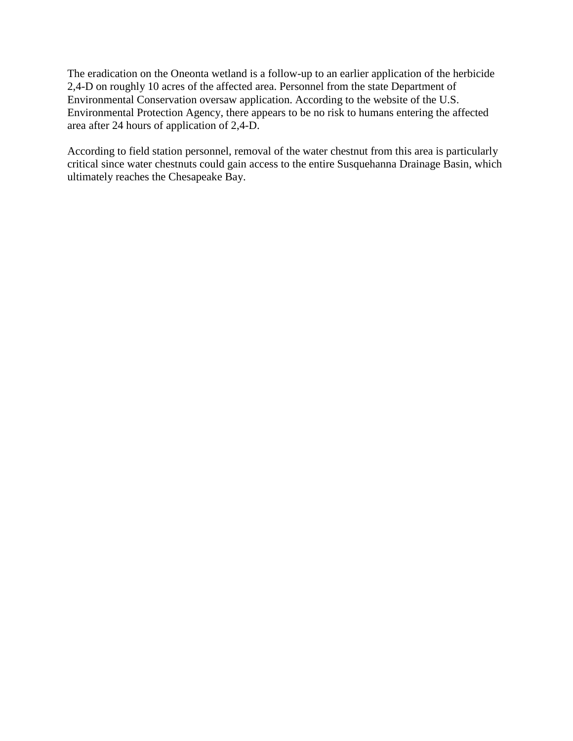The eradication on the Oneonta wetland is a follow-up to an earlier application of the herbicide 2,4-D on roughly 10 acres of the affected area. Personnel from the state Department of Environmental Conservation oversaw application. According to the website of the U.S. Environmental Protection Agency, there appears to be no risk to humans entering the affected area after 24 hours of application of 2,4-D.

According to field station personnel, removal of the water chestnut from this area is particularly critical since water chestnuts could gain access to the entire Susquehanna Drainage Basin, which ultimately reaches the Chesapeake Bay.